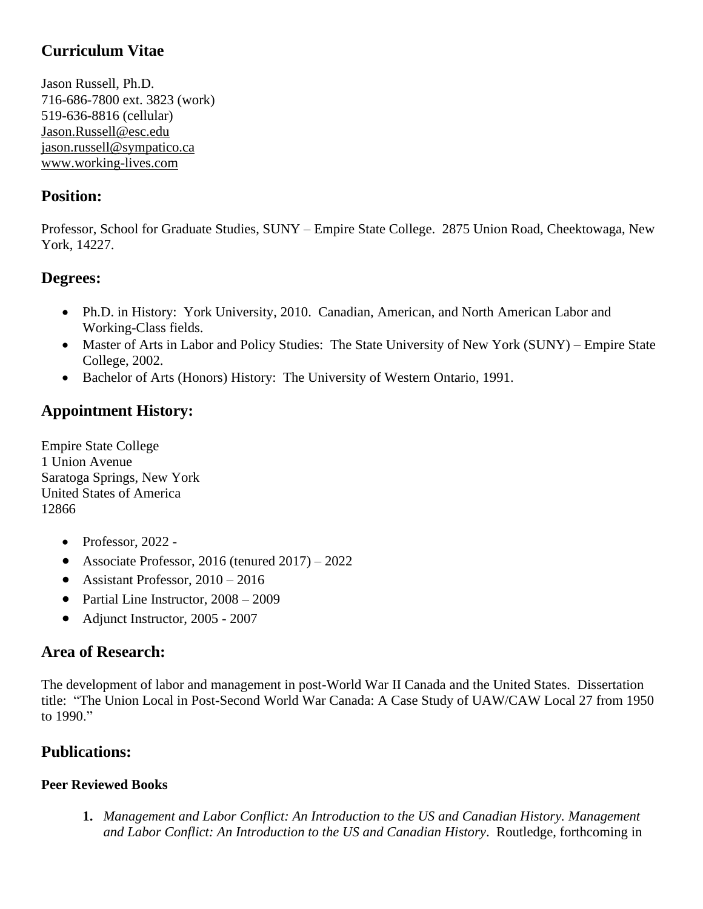# Curriculum Vitae

Jason Russell, Ph.D.
716-686-7800 ext. 3823 (work)
519-636-8816 (cellular)
Jason.Russell@esc.edu
jason.russell@sympatico.ca
www.working-lives.com

## Position:

Professor, School for Graduate Studies, SUNY – Empire State College. 2875 Union Road, Cheektowaga, New York, 14227.

## Degrees:

- Ph.D. in History: York University, 2010. Canadian, American, and North American Labor and Working-Class fields.
- Master of Arts in Labor and Policy Studies: The State University of New York (SUNY) – Empire State College, 2002.
- Bachelor of Arts (Honors) History: The University of Western Ontario, 1991.

## Appointment History:

Empire State College
1 Union Avenue
Saratoga Springs, New York
United States of America
12866

- Professor, 2022 -
- Associate Professor, 2016 (tenured 2017) – 2022
- Assistant Professor, 2010 – 2016
- Partial Line Instructor, 2008 – 2009
- Adjunct Instructor, 2005 - 2007

## Area of Research:

The development of labor and management in post-World War II Canada and the United States. Dissertation title: "The Union Local in Post-Second World War Canada: A Case Study of UAW/CAW Local 27 from 1950 to 1990."

## Publications:

### Peer Reviewed Books

1. *Management and Labor Conflict: An Introduction to the US and Canadian History. Management and Labor Conflict: An Introduction to the US and Canadian History*. Routledge, forthcoming in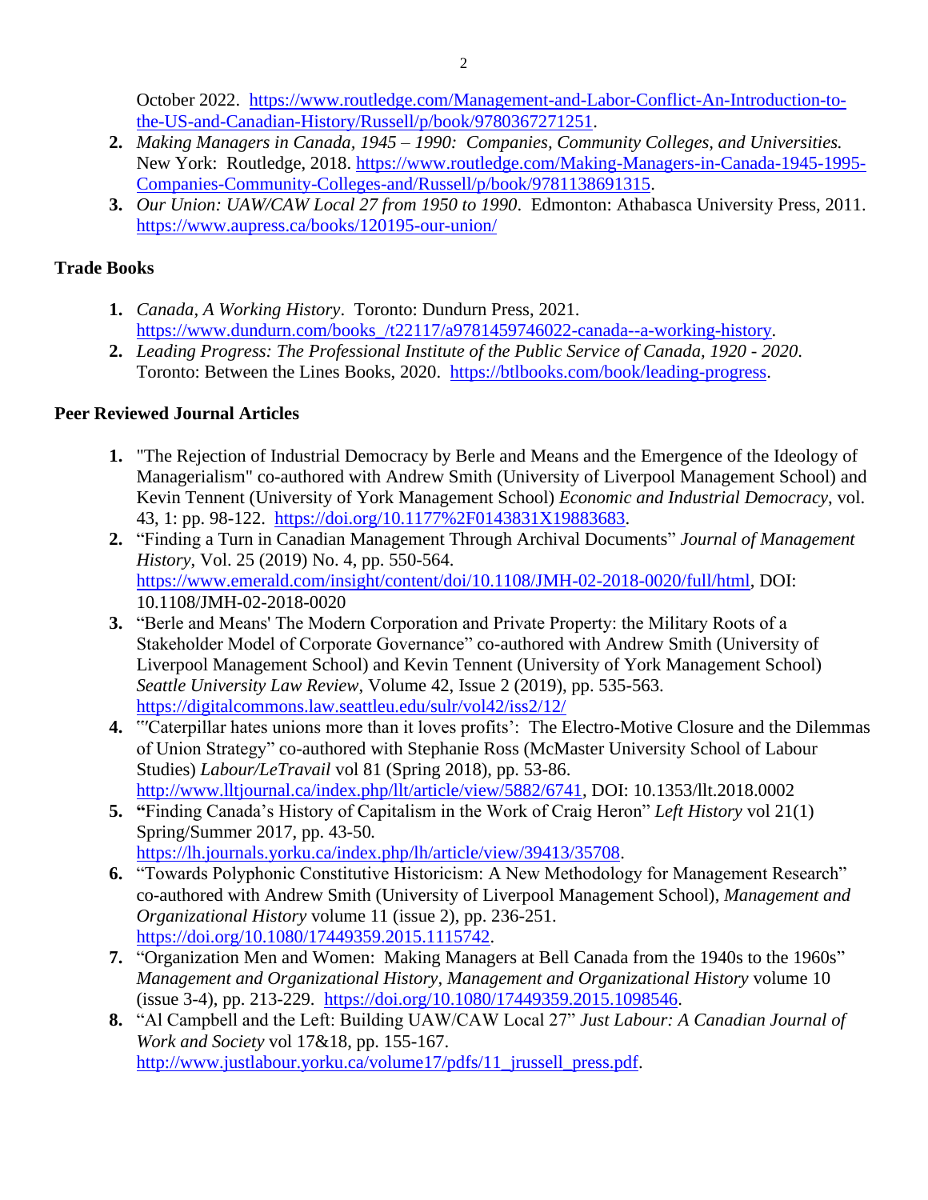October 2022. https://www.routledge.com/Management-and-Labor-Conflict-An-Introduction-to-the-US-and-Canadian-History/Russell/p/book/9780367271251.

2. *Making Managers in Canada, 1945 – 1990: Companies, Community Colleges, and Universities.* New York: Routledge, 2018. https://www.routledge.com/Making-Managers-in-Canada-1945-1995-Companies-Community-Colleges-and/Russell/p/book/9781138691315.
3. *Our Union: UAW/CAW Local 27 from 1950 to 1990*. Edmonton: Athabasca University Press, 2011. https://www.aupress.ca/books/120195-our-union/

## Trade Books

1. *Canada, A Working History*. Toronto: Dundurn Press, 2021. https://www.dundurn.com/books_/t22117/a9781459746022-canada--a-working-history.
2. *Leading Progress: The Professional Institute of the Public Service of Canada, 1920 - 2020*. Toronto: Between the Lines Books, 2020. https://btlbooks.com/book/leading-progress.

## Peer Reviewed Journal Articles

1. "The Rejection of Industrial Democracy by Berle and Means and the Emergence of the Ideology of Managerialism" co-authored with Andrew Smith (University of Liverpool Management School) and Kevin Tennent (University of York Management School) *Economic and Industrial Democracy*, vol. 43, 1: pp. 98-122. https://doi.org/10.1177%2F0143831X19883683.
2. "Finding a Turn in Canadian Management Through Archival Documents" *Journal of Management History*, Vol. 25 (2019) No. 4, pp. 550-564. https://www.emerald.com/insight/content/doi/10.1108/JMH-02-2018-0020/full/html, DOI: 10.1108/JMH-02-2018-0020
3. "Berle and Means' The Modern Corporation and Private Property: the Military Roots of a Stakeholder Model of Corporate Governance" co-authored with Andrew Smith (University of Liverpool Management School) and Kevin Tennent (University of York Management School) *Seattle University Law Review*, Volume 42, Issue 2 (2019), pp. 535-563. https://digitalcommons.law.seattleu.edu/sulr/vol42/iss2/12/
4. "'Caterpillar hates unions more than it loves profits': The Electro-Motive Closure and the Dilemmas of Union Strategy" co-authored with Stephanie Ross (McMaster University School of Labour Studies) *Labour/LeTravail* vol 81 (Spring 2018), pp. 53-86. http://www.lltjournal.ca/index.php/llt/article/view/5882/6741, DOI: 10.1353/llt.2018.0002
5. **"**Finding Canada's History of Capitalism in the Work of Craig Heron" *Left History* vol 21(1) Spring/Summer 2017, pp. 43-50*.* https://lh.journals.yorku.ca/index.php/lh/article/view/39413/35708.
6. "Towards Polyphonic Constitutive Historicism: A New Methodology for Management Research" co-authored with Andrew Smith (University of Liverpool Management School), *Management and Organizational History* volume 11 (issue 2), pp. 236-251. https://doi.org/10.1080/17449359.2015.1115742.
7. "Organization Men and Women: Making Managers at Bell Canada from the 1940s to the 1960s" *Management and Organizational History*, *Management and Organizational History* volume 10 (issue 3-4), pp. 213-229. https://doi.org/10.1080/17449359.2015.1098546.
8. "Al Campbell and the Left: Building UAW/CAW Local 27" *Just Labour: A Canadian Journal of Work and Society* vol 17&18, pp. 155-167. http://www.justlabour.yorku.ca/volume17/pdfs/11_jrussell_press.pdf.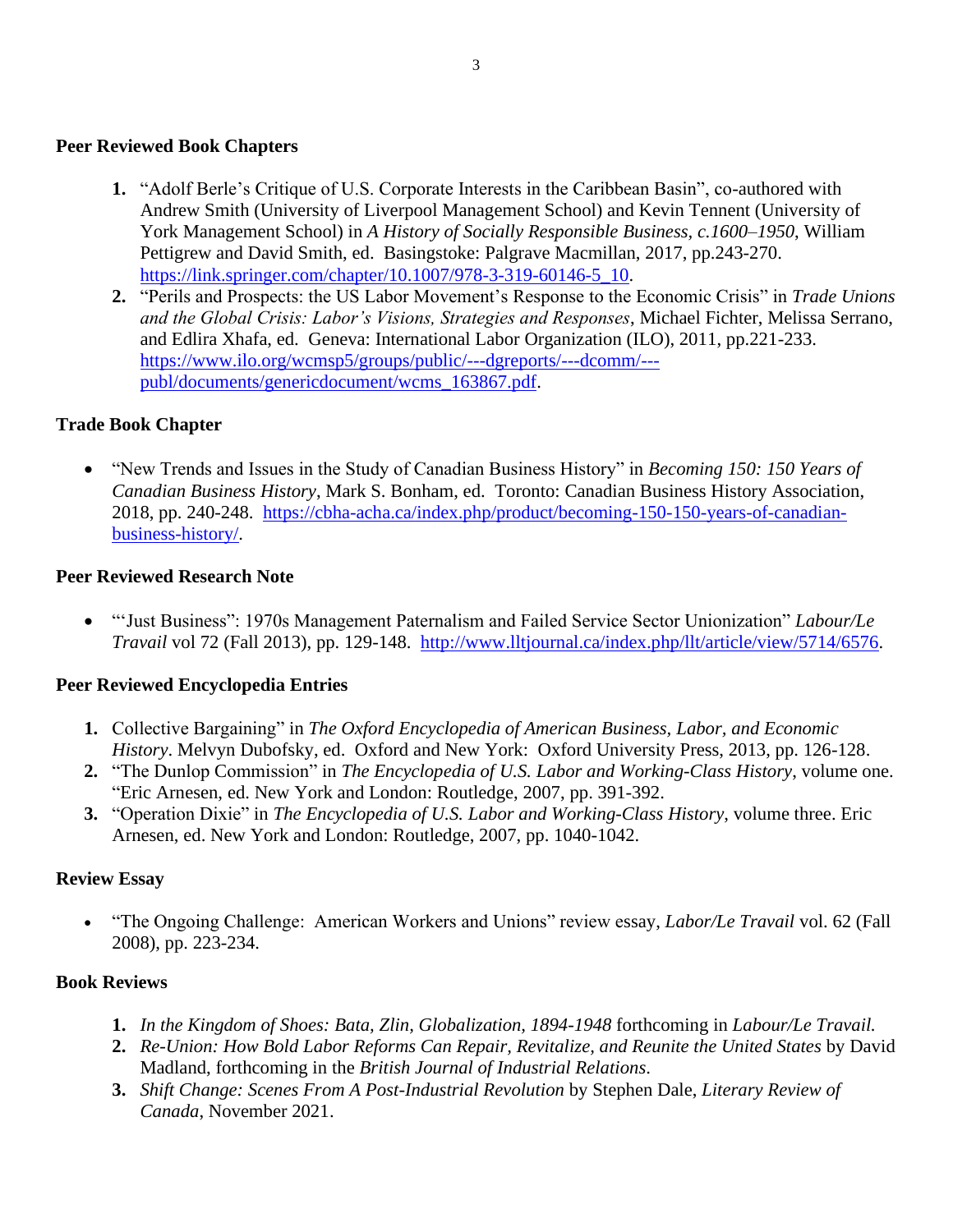## Peer Reviewed Book Chapters

1. "Adolf Berle's Critique of U.S. Corporate Interests in the Caribbean Basin", co-authored with Andrew Smith (University of Liverpool Management School) and Kevin Tennent (University of York Management School) in *A History of Socially Responsible Business, c.1600–1950*, William Pettigrew and David Smith, ed. Basingstoke: Palgrave Macmillan, 2017, pp.243-270. https://link.springer.com/chapter/10.1007/978-3-319-60146-5_10.
2. "Perils and Prospects: the US Labor Movement's Response to the Economic Crisis" in *Trade Unions and the Global Crisis: Labor's Visions, Strategies and Responses*, Michael Fichter, Melissa Serrano, and Edlira Xhafa, ed. Geneva: International Labor Organization (ILO), 2011, pp.221-233. https://www.ilo.org/wcmsp5/groups/public/---dgreports/---dcomm/---publ/documents/genericdocument/wcms_163867.pdf.

## Trade Book Chapter

- "New Trends and Issues in the Study of Canadian Business History" in *Becoming 150: 150 Years of Canadian Business History*, Mark S. Bonham, ed. Toronto: Canadian Business History Association, 2018, pp. 240-248. https://cbha-acha.ca/index.php/product/becoming-150-150-years-of-canadian-business-history/.

## Peer Reviewed Research Note

- "'Just Business": 1970s Management Paternalism and Failed Service Sector Unionization" *Labour/Le Travail* vol 72 (Fall 2013), pp. 129-148. http://www.lltjournal.ca/index.php/llt/article/view/5714/6576.

## Peer Reviewed Encyclopedia Entries

1. Collective Bargaining" in *The Oxford Encyclopedia of American Business, Labor, and Economic History*. Melvyn Dubofsky, ed. Oxford and New York: Oxford University Press, 2013, pp. 126-128.
2. "The Dunlop Commission" in *The Encyclopedia of U.S. Labor and Working-Class History*, volume one. "Eric Arnesen, ed. New York and London: Routledge, 2007, pp. 391-392.
3. "Operation Dixie" in *The Encyclopedia of U.S. Labor and Working-Class History*, volume three. Eric Arnesen, ed. New York and London: Routledge, 2007, pp. 1040-1042.

## Review Essay

- "The Ongoing Challenge: American Workers and Unions" review essay, *Labor/Le Travail* vol. 62 (Fall 2008), pp. 223-234.

## Book Reviews

1. *In the Kingdom of Shoes: Bata, Zlin, Globalization, 1894-1948* forthcoming in *Labour/Le Travail.*
2. *Re-Union: How Bold Labor Reforms Can Repair, Revitalize, and Reunite the United States* by David Madland, forthcoming in the *British Journal of Industrial Relations*.
3. *Shift Change: Scenes From A Post-Industrial Revolution* by Stephen Dale, *Literary Review of Canada*, November 2021.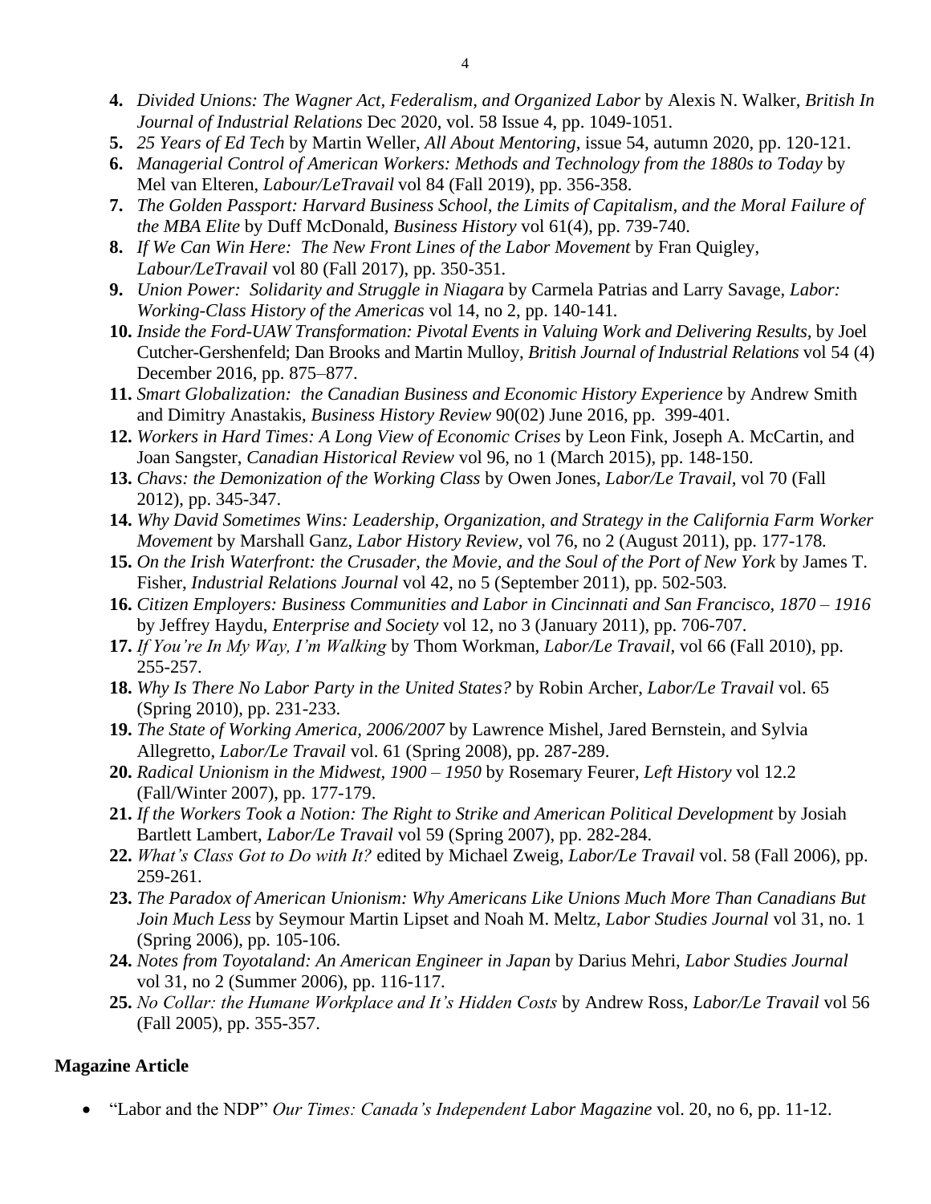4. *Divided Unions: The Wagner Act, Federalism, and Organized Labor* by Alexis N. Walker, *British In Journal of Industrial Relations* Dec 2020, vol. 58 Issue 4, pp. 1049-1051.
5. *25 Years of Ed Tech* by Martin Weller, *All About Mentoring*, issue 54, autumn 2020, pp. 120-121.
6. *Managerial Control of American Workers: Methods and Technology from the 1880s to Today* by Mel van Elteren, *Labour/LeTravail* vol 84 (Fall 2019), pp. 356-358.
7. *The Golden Passport: Harvard Business School, the Limits of Capitalism, and the Moral Failure of the MBA Elite* by Duff McDonald, *Business History* vol 61(4), pp. 739-740.
8. *If We Can Win Here: The New Front Lines of the Labor Movement* by Fran Quigley, *Labour/LeTravail* vol 80 (Fall 2017), pp. 350-351.
9. *Union Power: Solidarity and Struggle in Niagara* by Carmela Patrias and Larry Savage, *Labor: Working-Class History of the Americas* vol 14, no 2, pp. 140-141.
10. *Inside the Ford-UAW Transformation: Pivotal Events in Valuing Work and Delivering Results*, by Joel Cutcher-Gershenfeld; Dan Brooks and Martin Mulloy, *British Journal of Industrial Relations* vol 54 (4) December 2016, pp. 875–877.
11. *Smart Globalization: the Canadian Business and Economic History Experience* by Andrew Smith and Dimitry Anastakis, *Business History Review* 90(02) June 2016, pp. 399-401.
12. *Workers in Hard Times: A Long View of Economic Crises* by Leon Fink, Joseph A. McCartin, and Joan Sangster, *Canadian Historical Review* vol 96, no 1 (March 2015), pp. 148-150.
13. *Chavs: the Demonization of the Working Class* by Owen Jones, *Labor/Le Travail*, vol 70 (Fall 2012), pp. 345-347.
14. *Why David Sometimes Wins: Leadership, Organization, and Strategy in the California Farm Worker Movement* by Marshall Ganz, *Labor History Review*, vol 76, no 2 (August 2011), pp. 177-178.
15. *On the Irish Waterfront: the Crusader, the Movie, and the Soul of the Port of New York* by James T. Fisher, *Industrial Relations Journal* vol 42, no 5 (September 2011), pp. 502-503.
16. *Citizen Employers: Business Communities and Labor in Cincinnati and San Francisco, 1870 – 1916* by Jeffrey Haydu, *Enterprise and Society* vol 12, no 3 (January 2011), pp. 706-707.
17. *If You're In My Way, I'm Walking* by Thom Workman, *Labor/Le Travail*, vol 66 (Fall 2010), pp. 255-257.
18. *Why Is There No Labor Party in the United States?* by Robin Archer, *Labor/Le Travail* vol. 65 (Spring 2010), pp. 231-233.
19. *The State of Working America, 2006/2007* by Lawrence Mishel, Jared Bernstein, and Sylvia Allegretto, *Labor/Le Travail* vol. 61 (Spring 2008), pp. 287-289.
20. *Radical Unionism in the Midwest, 1900 – 1950* by Rosemary Feurer, *Left History* vol 12.2 (Fall/Winter 2007), pp. 177-179.
21. *If the Workers Took a Notion: The Right to Strike and American Political Development* by Josiah Bartlett Lambert, *Labor/Le Travail* vol 59 (Spring 2007), pp. 282-284.
22. *What's Class Got to Do with It?* edited by Michael Zweig, *Labor/Le Travail* vol. 58 (Fall 2006), pp. 259-261.
23. *The Paradox of American Unionism: Why Americans Like Unions Much More Than Canadians But Join Much Less* by Seymour Martin Lipset and Noah M. Meltz, *Labor Studies Journal* vol 31, no. 1 (Spring 2006), pp. 105-106.
24. *Notes from Toyotaland: An American Engineer in Japan* by Darius Mehri, *Labor Studies Journal* vol 31, no 2 (Summer 2006), pp. 116-117.
25. *No Collar: the Humane Workplace and It's Hidden Costs* by Andrew Ross, *Labor/Le Travail* vol 56 (Fall 2005), pp. 355-357.

### Magazine Article

- "Labor and the NDP" *Our Times: Canada's Independent Labor Magazine* vol. 20, no 6, pp. 11-12.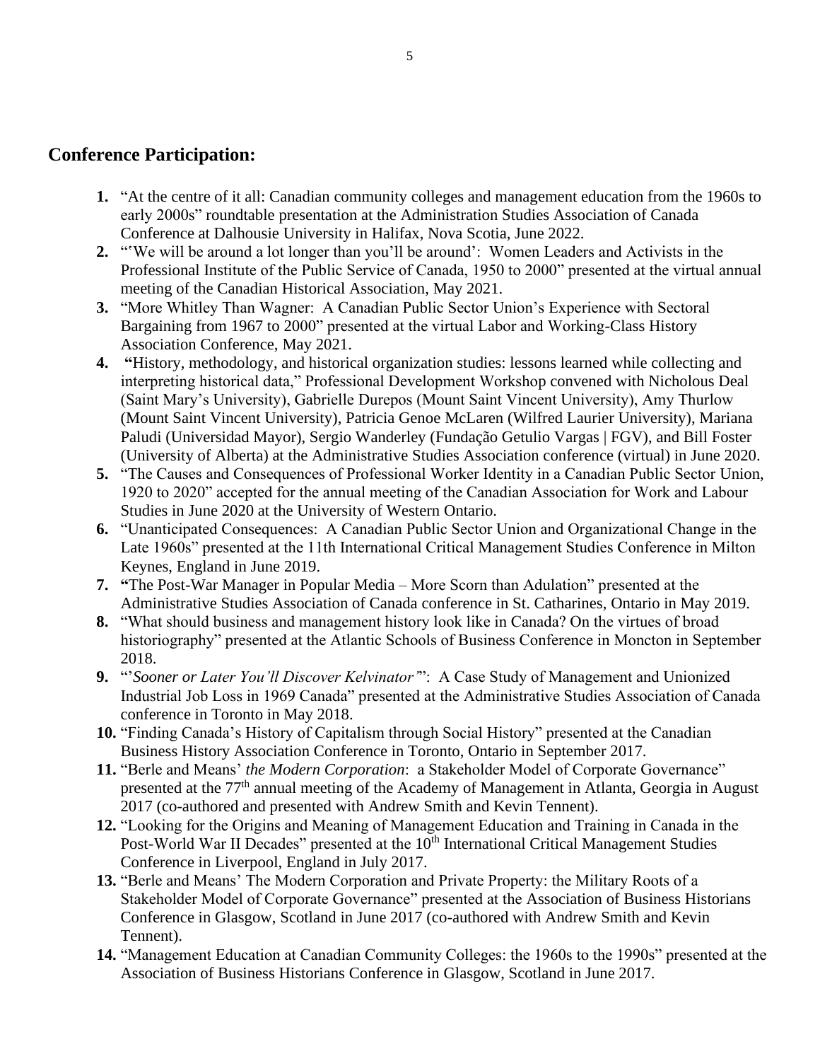## Conference Participation:

1. "At the centre of it all: Canadian community colleges and management education from the 1960s to early 2000s" roundtable presentation at the Administration Studies Association of Canada Conference at Dalhousie University in Halifax, Nova Scotia, June 2022.
2. "'We will be around a lot longer than you'll be around': Women Leaders and Activists in the Professional Institute of the Public Service of Canada, 1950 to 2000" presented at the virtual annual meeting of the Canadian Historical Association, May 2021.
3. "More Whitley Than Wagner: A Canadian Public Sector Union's Experience with Sectoral Bargaining from 1967 to 2000" presented at the virtual Labor and Working-Class History Association Conference, May 2021.
4. **"**History, methodology, and historical organization studies: lessons learned while collecting and interpreting historical data," Professional Development Workshop convened with Nicholous Deal (Saint Mary's University), Gabrielle Durepos (Mount Saint Vincent University), Amy Thurlow (Mount Saint Vincent University), Patricia Genoe McLaren (Wilfred Laurier University), Mariana Paludi (Universidad Mayor), Sergio Wanderley (Fundação Getulio Vargas | FGV), and Bill Foster (University of Alberta) at the Administrative Studies Association conference (virtual) in June 2020.
5. "The Causes and Consequences of Professional Worker Identity in a Canadian Public Sector Union, 1920 to 2020" accepted for the annual meeting of the Canadian Association for Work and Labour Studies in June 2020 at the University of Western Ontario.
6. "Unanticipated Consequences: A Canadian Public Sector Union and Organizational Change in the Late 1960s" presented at the 11th International Critical Management Studies Conference in Milton Keynes, England in June 2019.
7. **"**The Post-War Manager in Popular Media – More Scorn than Adulation" presented at the Administrative Studies Association of Canada conference in St. Catharines, Ontario in May 2019.
8. "What should business and management history look like in Canada? On the virtues of broad historiography" presented at the Atlantic Schools of Business Conference in Moncton in September 2018.
9. "'*Sooner or Later You'll Discover Kelvinator'*": A Case Study of Management and Unionized Industrial Job Loss in 1969 Canada" presented at the Administrative Studies Association of Canada conference in Toronto in May 2018.
10. "Finding Canada's History of Capitalism through Social History" presented at the Canadian Business History Association Conference in Toronto, Ontario in September 2017.
11. "Berle and Means' *the Modern Corporation*: a Stakeholder Model of Corporate Governance" presented at the 77th annual meeting of the Academy of Management in Atlanta, Georgia in August 2017 (co-authored and presented with Andrew Smith and Kevin Tennent).
12. "Looking for the Origins and Meaning of Management Education and Training in Canada in the Post-World War II Decades" presented at the 10th International Critical Management Studies Conference in Liverpool, England in July 2017.
13. "Berle and Means' The Modern Corporation and Private Property: the Military Roots of a Stakeholder Model of Corporate Governance" presented at the Association of Business Historians Conference in Glasgow, Scotland in June 2017 (co-authored with Andrew Smith and Kevin Tennent).
14. "Management Education at Canadian Community Colleges: the 1960s to the 1990s" presented at the Association of Business Historians Conference in Glasgow, Scotland in June 2017.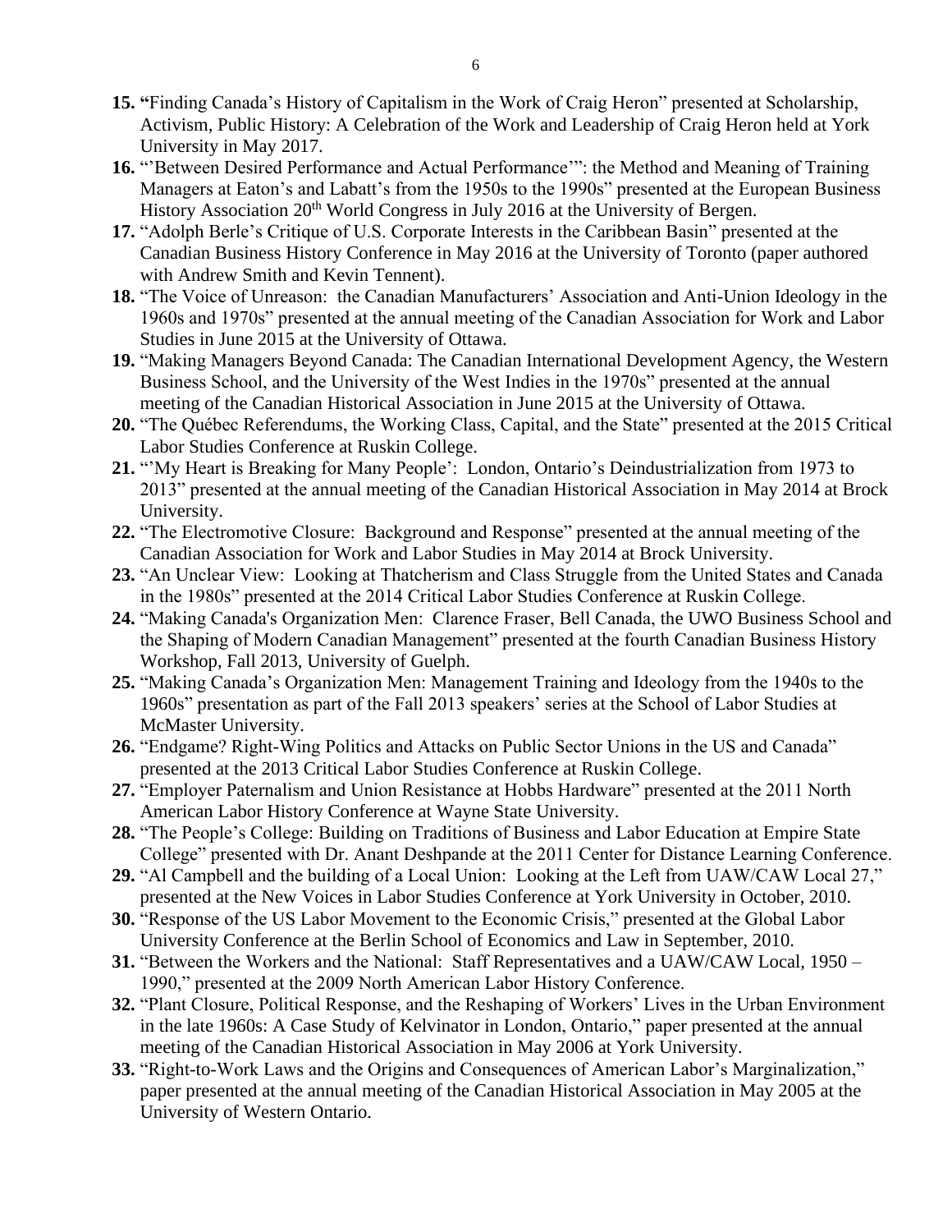15. **“**Finding Canada’s History of Capitalism in the Work of Craig Heron” presented at Scholarship, Activism, Public History: A Celebration of the Work and Leadership of Craig Heron held at York University in May 2017.
16. “’Between Desired Performance and Actual Performance’”: the Method and Meaning of Training Managers at Eaton’s and Labatt’s from the 1950s to the 1990s” presented at the European Business History Association 20th World Congress in July 2016 at the University of Bergen.
17. “Adolph Berle’s Critique of U.S. Corporate Interests in the Caribbean Basin” presented at the Canadian Business History Conference in May 2016 at the University of Toronto (paper authored with Andrew Smith and Kevin Tennent).
18. “The Voice of Unreason: the Canadian Manufacturers’ Association and Anti-Union Ideology in the 1960s and 1970s” presented at the annual meeting of the Canadian Association for Work and Labor Studies in June 2015 at the University of Ottawa.
19. “Making Managers Beyond Canada: The Canadian International Development Agency, the Western Business School, and the University of the West Indies in the 1970s” presented at the annual meeting of the Canadian Historical Association in June 2015 at the University of Ottawa.
20. “The Québec Referendums, the Working Class, Capital, and the State” presented at the 2015 Critical Labor Studies Conference at Ruskin College.
21. “’My Heart is Breaking for Many People’: London, Ontario’s Deindustrialization from 1973 to 2013” presented at the annual meeting of the Canadian Historical Association in May 2014 at Brock University.
22. “The Electromotive Closure: Background and Response” presented at the annual meeting of the Canadian Association for Work and Labor Studies in May 2014 at Brock University.
23. “An Unclear View: Looking at Thatcherism and Class Struggle from the United States and Canada in the 1980s” presented at the 2014 Critical Labor Studies Conference at Ruskin College.
24. “Making Canada's Organization Men: Clarence Fraser, Bell Canada, the UWO Business School and the Shaping of Modern Canadian Management” presented at the fourth Canadian Business History Workshop, Fall 2013, University of Guelph.
25. “Making Canada’s Organization Men: Management Training and Ideology from the 1940s to the 1960s” presentation as part of the Fall 2013 speakers’ series at the School of Labor Studies at McMaster University.
26. “Endgame? Right-Wing Politics and Attacks on Public Sector Unions in the US and Canada” presented at the 2013 Critical Labor Studies Conference at Ruskin College.
27. “Employer Paternalism and Union Resistance at Hobbs Hardware” presented at the 2011 North American Labor History Conference at Wayne State University.
28. “The People’s College: Building on Traditions of Business and Labor Education at Empire State College” presented with Dr. Anant Deshpande at the 2011 Center for Distance Learning Conference.
29. “Al Campbell and the building of a Local Union: Looking at the Left from UAW/CAW Local 27,” presented at the New Voices in Labor Studies Conference at York University in October, 2010.
30. “Response of the US Labor Movement to the Economic Crisis,” presented at the Global Labor University Conference at the Berlin School of Economics and Law in September, 2010.
31. “Between the Workers and the National: Staff Representatives and a UAW/CAW Local, 1950 – 1990,” presented at the 2009 North American Labor History Conference.
32. “Plant Closure, Political Response, and the Reshaping of Workers’ Lives in the Urban Environment in the late 1960s: A Case Study of Kelvinator in London, Ontario,” paper presented at the annual meeting of the Canadian Historical Association in May 2006 at York University.
33. “Right-to-Work Laws and the Origins and Consequences of American Labor’s Marginalization,” paper presented at the annual meeting of the Canadian Historical Association in May 2005 at the University of Western Ontario.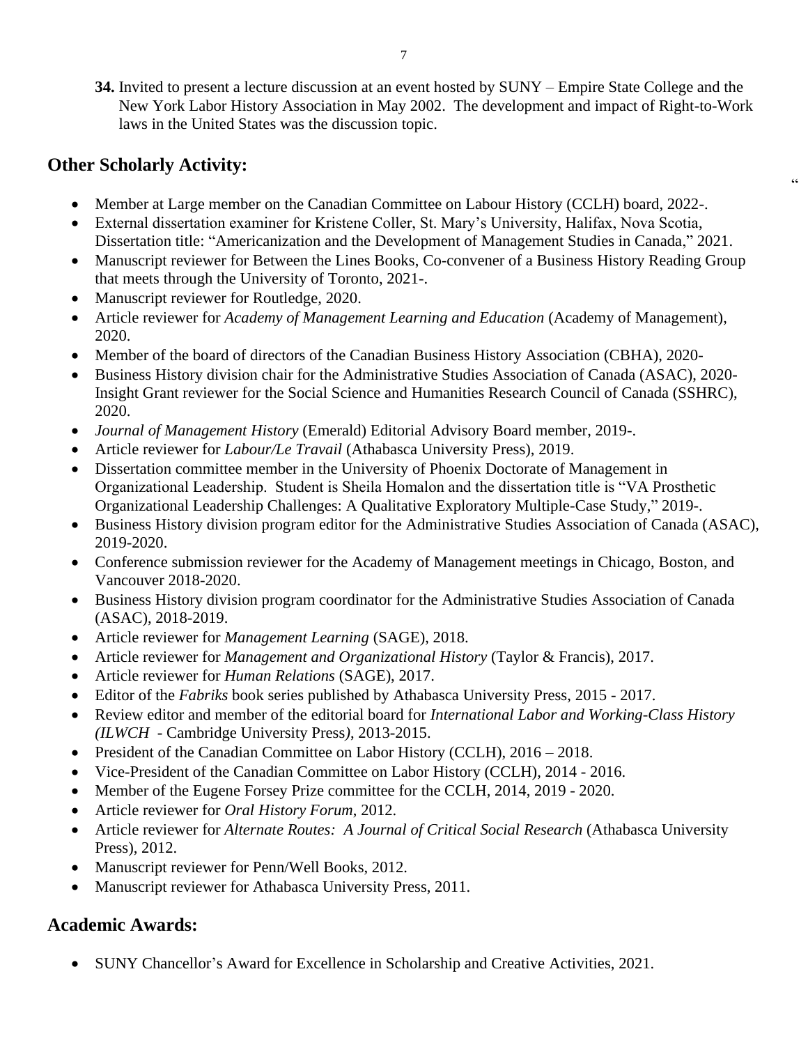**34.** Invited to present a lecture discussion at an event hosted by SUNY – Empire State College and the New York Labor History Association in May 2002. The development and impact of Right-to-Work laws in the United States was the discussion topic.

## Other Scholarly Activity:

"

- Member at Large member on the Canadian Committee on Labour History (CCLH) board, 2022-.
- External dissertation examiner for Kristene Coller, St. Mary's University, Halifax, Nova Scotia, Dissertation title: "Americanization and the Development of Management Studies in Canada," 2021.
- Manuscript reviewer for Between the Lines Books, Co-convener of a Business History Reading Group that meets through the University of Toronto, 2021-.
- Manuscript reviewer for Routledge, 2020.
- Article reviewer for *Academy of Management Learning and Education* (Academy of Management), 2020.
- Member of the board of directors of the Canadian Business History Association (CBHA), 2020-
- Business History division chair for the Administrative Studies Association of Canada (ASAC), 2020- Insight Grant reviewer for the Social Science and Humanities Research Council of Canada (SSHRC), 2020.
- *Journal of Management History* (Emerald) Editorial Advisory Board member, 2019-.
- Article reviewer for *Labour/Le Travail* (Athabasca University Press), 2019.
- Dissertation committee member in the University of Phoenix Doctorate of Management in Organizational Leadership. Student is Sheila Homalon and the dissertation title is "VA Prosthetic Organizational Leadership Challenges: A Qualitative Exploratory Multiple-Case Study," 2019-.
- Business History division program editor for the Administrative Studies Association of Canada (ASAC), 2019-2020.
- Conference submission reviewer for the Academy of Management meetings in Chicago, Boston, and Vancouver 2018-2020.
- Business History division program coordinator for the Administrative Studies Association of Canada (ASAC), 2018-2019.
- Article reviewer for *Management Learning* (SAGE), 2018.
- Article reviewer for *Management and Organizational History* (Taylor & Francis), 2017.
- Article reviewer for *Human Relations* (SAGE), 2017.
- Editor of the *Fabriks* book series published by Athabasca University Press, 2015 - 2017.
- Review editor and member of the editorial board for *International Labor and Working-Class History (ILWCH* - Cambridge University Press*)*, 2013-2015.
- President of the Canadian Committee on Labor History (CCLH), 2016 – 2018.
- Vice-President of the Canadian Committee on Labor History (CCLH), 2014 - 2016.
- Member of the Eugene Forsey Prize committee for the CCLH, 2014, 2019 - 2020.
- Article reviewer for *Oral History Forum*, 2012.
- Article reviewer for *Alternate Routes: A Journal of Critical Social Research* (Athabasca University Press), 2012.
- Manuscript reviewer for Penn/Well Books, 2012.
- Manuscript reviewer for Athabasca University Press, 2011.

## Academic Awards:

- SUNY Chancellor's Award for Excellence in Scholarship and Creative Activities, 2021.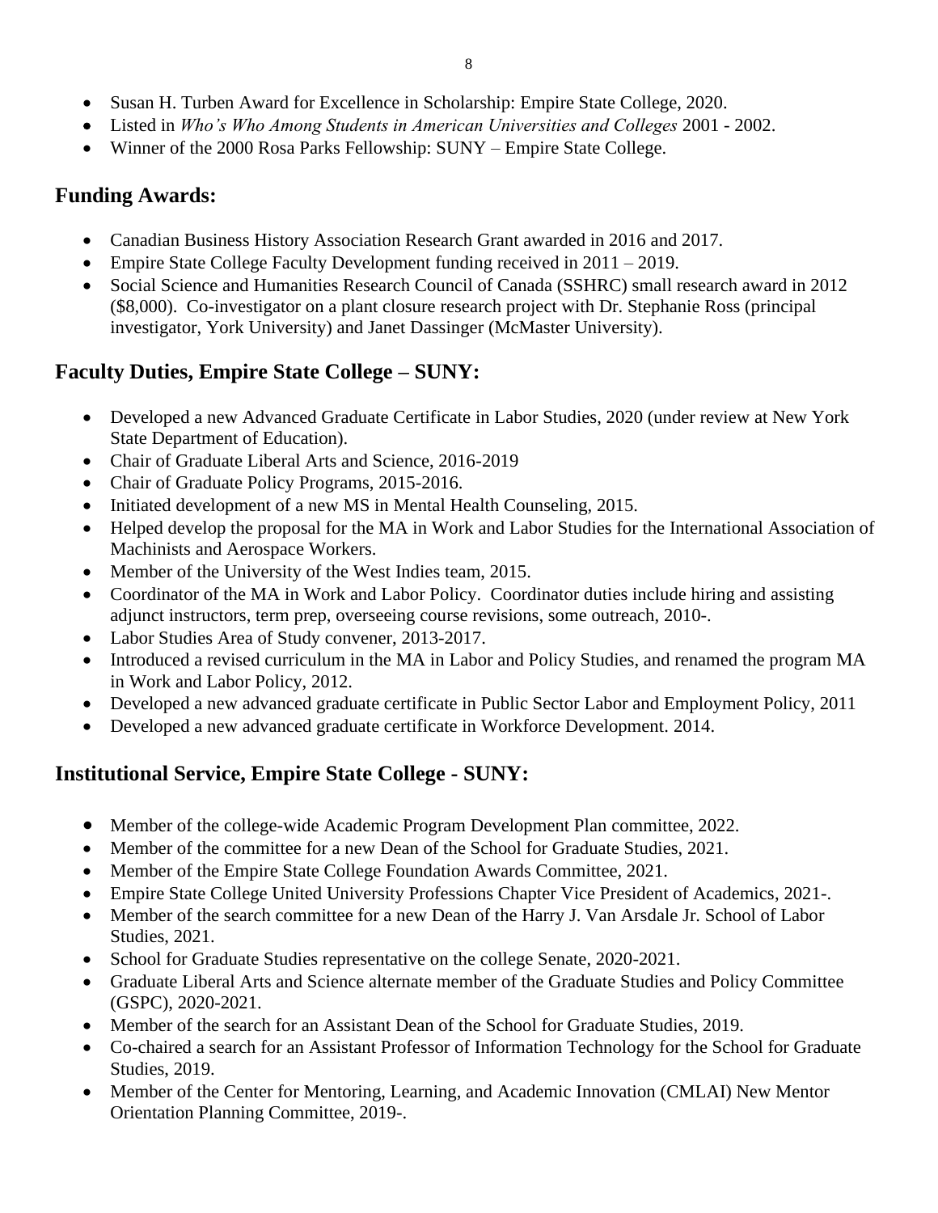- Susan H. Turben Award for Excellence in Scholarship: Empire State College, 2020.
- Listed in *Who's Who Among Students in American Universities and Colleges* 2001 - 2002.
- Winner of the 2000 Rosa Parks Fellowship: SUNY – Empire State College.

## Funding Awards:

- Canadian Business History Association Research Grant awarded in 2016 and 2017.
- Empire State College Faculty Development funding received in 2011 – 2019.
- Social Science and Humanities Research Council of Canada (SSHRC) small research award in 2012 ($8,000). Co-investigator on a plant closure research project with Dr. Stephanie Ross (principal investigator, York University) and Janet Dassinger (McMaster University).

## Faculty Duties, Empire State College – SUNY:

- Developed a new Advanced Graduate Certificate in Labor Studies, 2020 (under review at New York State Department of Education).
- Chair of Graduate Liberal Arts and Science, 2016-2019
- Chair of Graduate Policy Programs, 2015-2016.
- Initiated development of a new MS in Mental Health Counseling, 2015.
- Helped develop the proposal for the MA in Work and Labor Studies for the International Association of Machinists and Aerospace Workers.
- Member of the University of the West Indies team, 2015.
- Coordinator of the MA in Work and Labor Policy. Coordinator duties include hiring and assisting adjunct instructors, term prep, overseeing course revisions, some outreach, 2010-.
- Labor Studies Area of Study convener, 2013-2017.
- Introduced a revised curriculum in the MA in Labor and Policy Studies, and renamed the program MA in Work and Labor Policy, 2012.
- Developed a new advanced graduate certificate in Public Sector Labor and Employment Policy, 2011
- Developed a new advanced graduate certificate in Workforce Development. 2014.

## Institutional Service, Empire State College - SUNY:

- Member of the college-wide Academic Program Development Plan committee, 2022.
- Member of the committee for a new Dean of the School for Graduate Studies, 2021.
- Member of the Empire State College Foundation Awards Committee, 2021.
- Empire State College United University Professions Chapter Vice President of Academics, 2021-.
- Member of the search committee for a new Dean of the Harry J. Van Arsdale Jr. School of Labor Studies, 2021.
- School for Graduate Studies representative on the college Senate, 2020-2021.
- Graduate Liberal Arts and Science alternate member of the Graduate Studies and Policy Committee (GSPC), 2020-2021.
- Member of the search for an Assistant Dean of the School for Graduate Studies, 2019.
- Co-chaired a search for an Assistant Professor of Information Technology for the School for Graduate Studies, 2019.
- Member of the Center for Mentoring, Learning, and Academic Innovation (CMLAI) New Mentor Orientation Planning Committee, 2019-.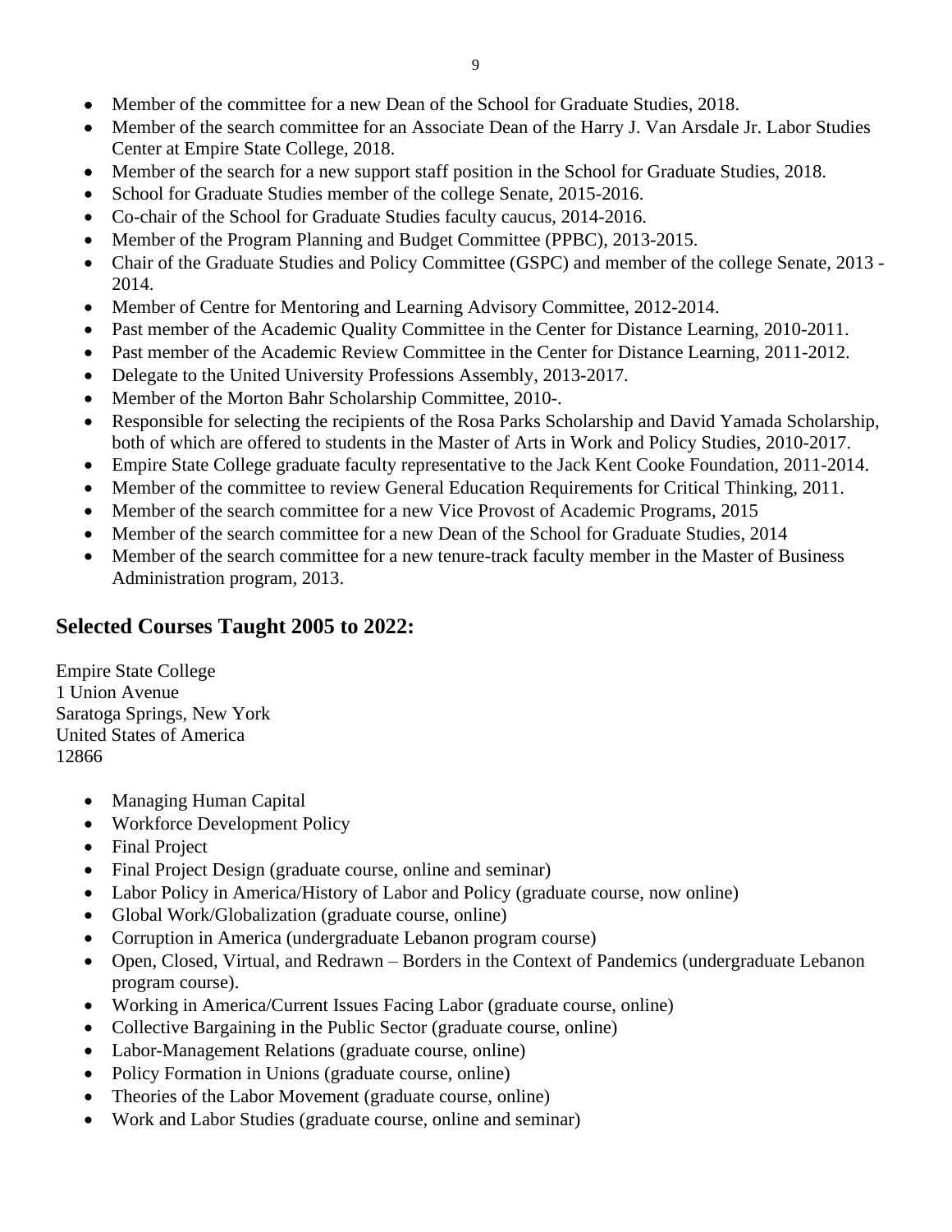- Member of the committee for a new Dean of the School for Graduate Studies, 2018.
- Member of the search committee for an Associate Dean of the Harry J. Van Arsdale Jr. Labor Studies Center at Empire State College, 2018.
- Member of the search for a new support staff position in the School for Graduate Studies, 2018.
- School for Graduate Studies member of the college Senate, 2015-2016.
- Co-chair of the School for Graduate Studies faculty caucus, 2014-2016.
- Member of the Program Planning and Budget Committee (PPBC), 2013-2015.
- Chair of the Graduate Studies and Policy Committee (GSPC) and member of the college Senate, 2013 - 2014.
- Member of Centre for Mentoring and Learning Advisory Committee, 2012-2014.
- Past member of the Academic Quality Committee in the Center for Distance Learning, 2010-2011.
- Past member of the Academic Review Committee in the Center for Distance Learning, 2011-2012.
- Delegate to the United University Professions Assembly, 2013-2017.
- Member of the Morton Bahr Scholarship Committee, 2010-.
- Responsible for selecting the recipients of the Rosa Parks Scholarship and David Yamada Scholarship, both of which are offered to students in the Master of Arts in Work and Policy Studies, 2010-2017.
- Empire State College graduate faculty representative to the Jack Kent Cooke Foundation, 2011-2014.
- Member of the committee to review General Education Requirements for Critical Thinking, 2011.
- Member of the search committee for a new Vice Provost of Academic Programs, 2015
- Member of the search committee for a new Dean of the School for Graduate Studies, 2014
- Member of the search committee for a new tenure-track faculty member in the Master of Business Administration program, 2013.

## Selected Courses Taught 2005 to 2022:

Empire State College
1 Union Avenue
Saratoga Springs, New York
United States of America
12866

- Managing Human Capital
- Workforce Development Policy
- Final Project
- Final Project Design (graduate course, online and seminar)
- Labor Policy in America/History of Labor and Policy (graduate course, now online)
- Global Work/Globalization (graduate course, online)
- Corruption in America (undergraduate Lebanon program course)
- Open, Closed, Virtual, and Redrawn – Borders in the Context of Pandemics (undergraduate Lebanon program course).
- Working in America/Current Issues Facing Labor (graduate course, online)
- Collective Bargaining in the Public Sector (graduate course, online)
- Labor-Management Relations (graduate course, online)
- Policy Formation in Unions (graduate course, online)
- Theories of the Labor Movement (graduate course, online)
- Work and Labor Studies (graduate course, online and seminar)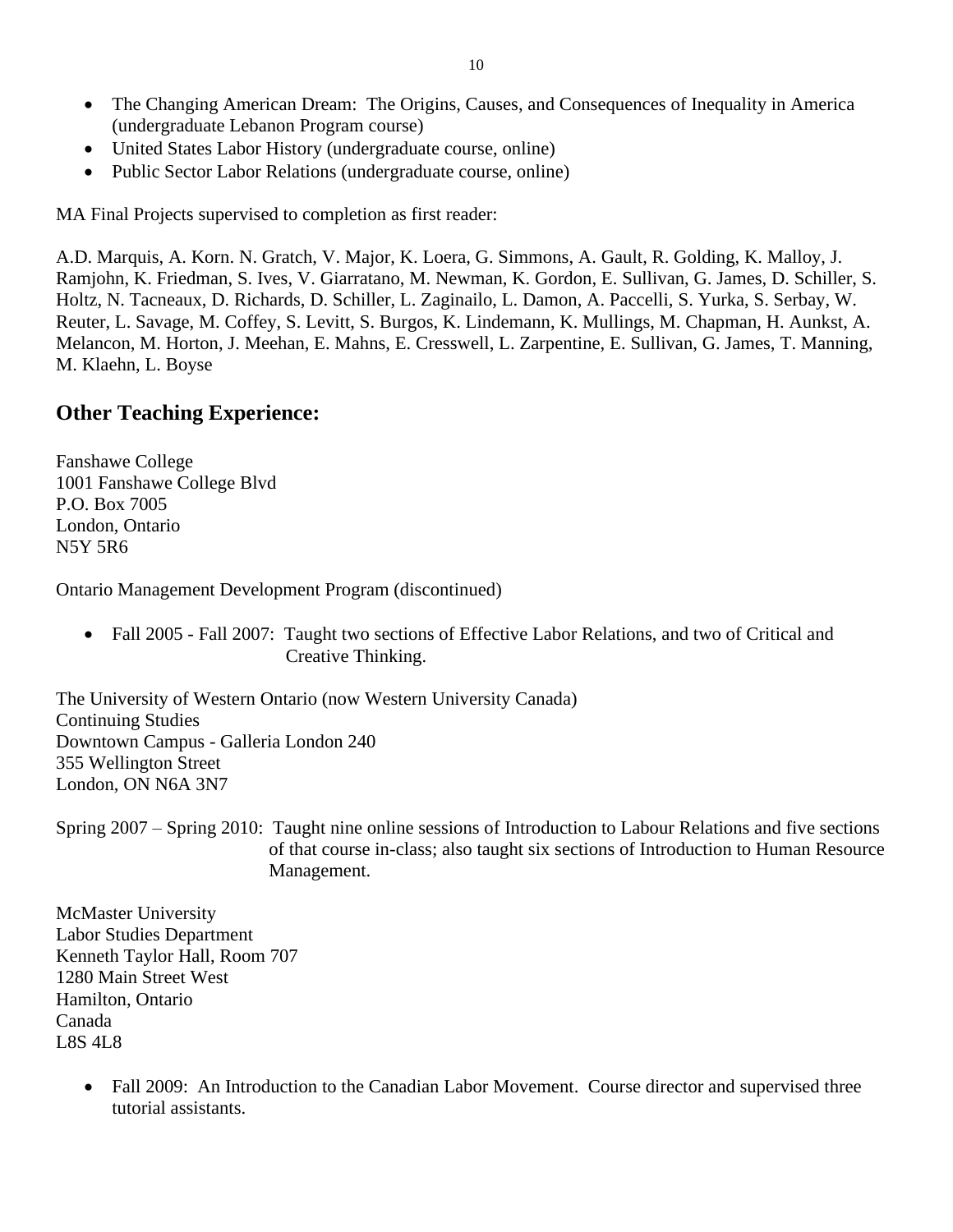- The Changing American Dream: The Origins, Causes, and Consequences of Inequality in America (undergraduate Lebanon Program course)
- United States Labor History (undergraduate course, online)
- Public Sector Labor Relations (undergraduate course, online)

MA Final Projects supervised to completion as first reader:

A.D. Marquis, A. Korn. N. Gratch, V. Major, K. Loera, G. Simmons, A. Gault, R. Golding, K. Malloy, J. Ramjohn, K. Friedman, S. Ives, V. Giarratano, M. Newman, K. Gordon, E. Sullivan, G. James, D. Schiller, S. Holtz, N. Tacneaux, D. Richards, D. Schiller, L. Zaginailo, L. Damon, A. Paccelli, S. Yurka, S. Serbay, W. Reuter, L. Savage, M. Coffey, S. Levitt, S. Burgos, K. Lindemann, K. Mullings, M. Chapman, H. Aunkst, A. Melancon, M. Horton, J. Meehan, E. Mahns, E. Cresswell, L. Zarpentine, E. Sullivan, G. James, T. Manning, M. Klaehn, L. Boyse

## Other Teaching Experience:

Fanshawe College
1001 Fanshawe College Blvd
P.O. Box 7005
London, Ontario
N5Y 5R6

Ontario Management Development Program (discontinued)

- Fall 2005 - Fall 2007: Taught two sections of Effective Labor Relations, and two of Critical and Creative Thinking.

The University of Western Ontario (now Western University Canada)
Continuing Studies
Downtown Campus - Galleria London 240
355 Wellington Street
London, ON N6A 3N7

Spring 2007 – Spring 2010: Taught nine online sessions of Introduction to Labour Relations and five sections of that course in-class; also taught six sections of Introduction to Human Resource Management.

McMaster University
Labor Studies Department
Kenneth Taylor Hall, Room 707
1280 Main Street West
Hamilton, Ontario
Canada
L8S 4L8

- Fall 2009: An Introduction to the Canadian Labor Movement. Course director and supervised three tutorial assistants.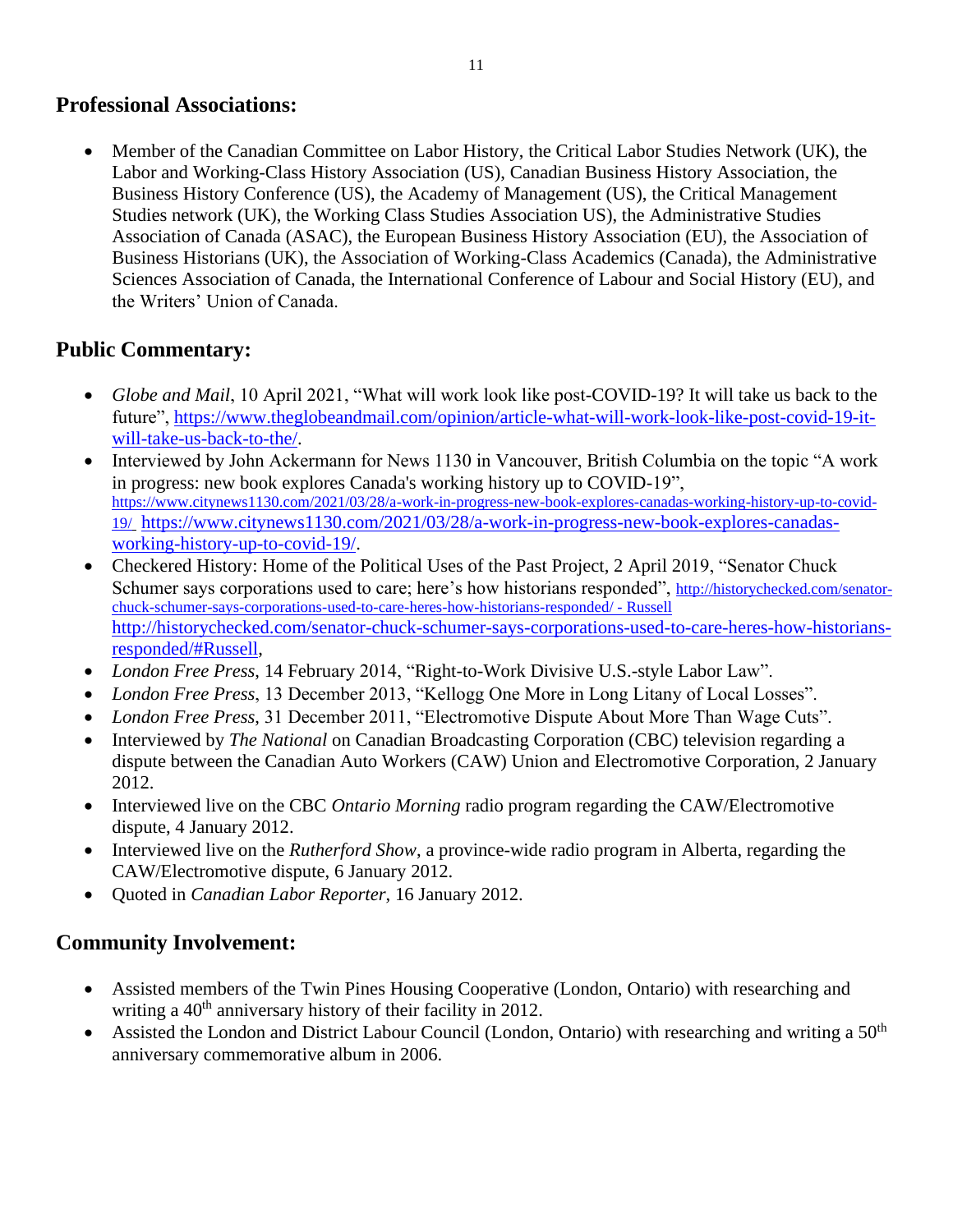## Professional Associations:

- Member of the Canadian Committee on Labor History, the Critical Labor Studies Network (UK), the Labor and Working-Class History Association (US), Canadian Business History Association, the Business History Conference (US), the Academy of Management (US), the Critical Management Studies network (UK), the Working Class Studies Association US), the Administrative Studies Association of Canada (ASAC), the European Business History Association (EU), the Association of Business Historians (UK), the Association of Working-Class Academics (Canada), the Administrative Sciences Association of Canada, the International Conference of Labour and Social History (EU), and the Writers' Union of Canada.

## Public Commentary:

- *Globe and Mail*, 10 April 2021, "What will work look like post-COVID-19? It will take us back to the future", https://www.theglobeandmail.com/opinion/article-what-will-work-look-like-post-covid-19-it-will-take-us-back-to-the/.
- Interviewed by John Ackermann for News 1130 in Vancouver, British Columbia on the topic "A work in progress: new book explores Canada's working history up to COVID-19", https://www.citynews1130.com/2021/03/28/a-work-in-progress-new-book-explores-canadas-working-history-up-to-covid-19/ https://www.citynews1130.com/2021/03/28/a-work-in-progress-new-book-explores-canadas-working-history-up-to-covid-19/.
- Checkered History: Home of the Political Uses of the Past Project, 2 April 2019, "Senator Chuck Schumer says corporations used to care; here's how historians responded", http://historychecked.com/senator-chuck-schumer-says-corporations-used-to-care-heres-how-historians-responded/ - Russell http://historychecked.com/senator-chuck-schumer-says-corporations-used-to-care-heres-how-historians-responded/#Russell,
- *London Free Press*, 14 February 2014, "Right-to-Work Divisive U.S.-style Labor Law".
- *London Free Press*, 13 December 2013, "Kellogg One More in Long Litany of Local Losses".
- *London Free Press*, 31 December 2011, "Electromotive Dispute About More Than Wage Cuts".
- Interviewed by *The National* on Canadian Broadcasting Corporation (CBC) television regarding a dispute between the Canadian Auto Workers (CAW) Union and Electromotive Corporation, 2 January 2012.
- Interviewed live on the CBC *Ontario Morning* radio program regarding the CAW/Electromotive dispute, 4 January 2012.
- Interviewed live on the *Rutherford Show*, a province-wide radio program in Alberta, regarding the CAW/Electromotive dispute, 6 January 2012.
- Quoted in *Canadian Labor Reporter*, 16 January 2012.

## Community Involvement:

- Assisted members of the Twin Pines Housing Cooperative (London, Ontario) with researching and writing a 40th anniversary history of their facility in 2012.
- Assisted the London and District Labour Council (London, Ontario) with researching and writing a 50th anniversary commemorative album in 2006.